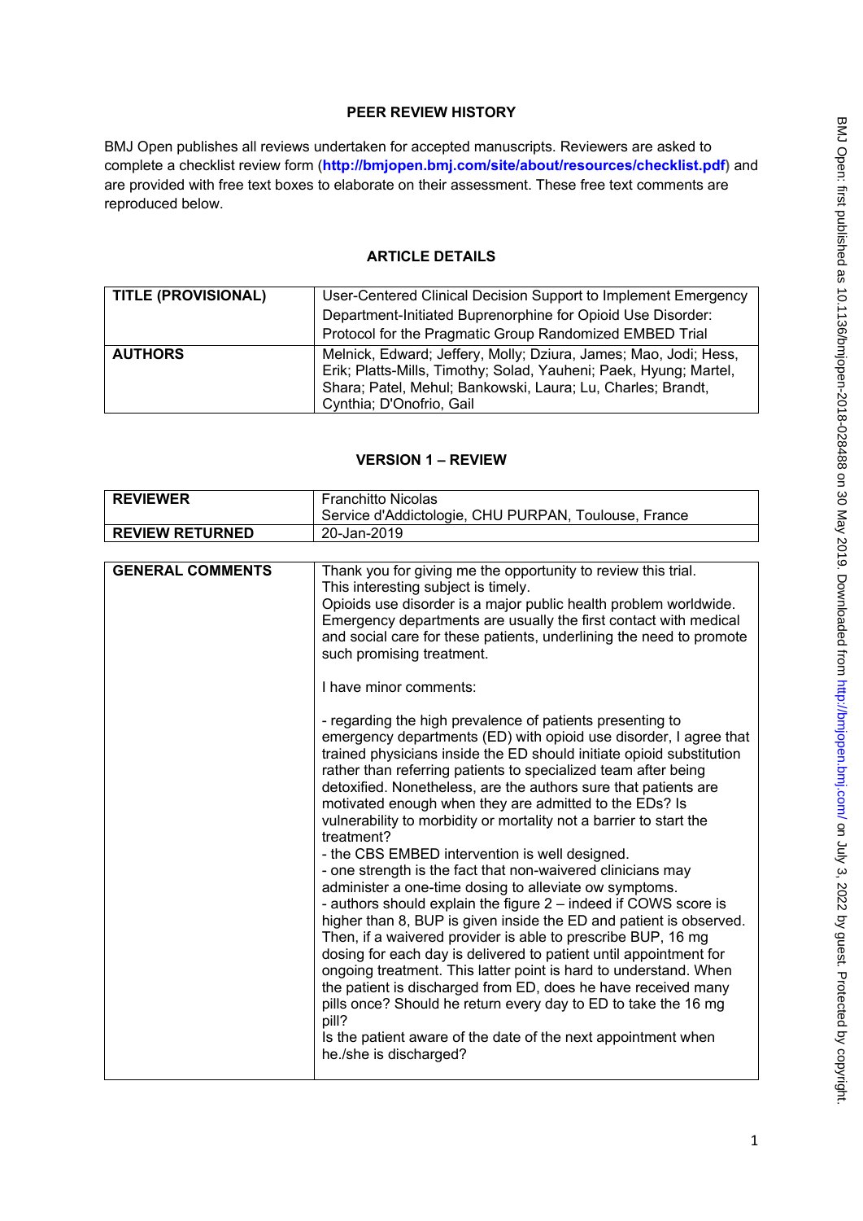## PEER REVIEW HISTORY

BMJ Open publishes all reviews undertaken for accepted manuscripts. Reviewers are asked to complete a checklist review form (**http://bmjopen.bmj.com/site/about/resources/checklist.pdf**) and are provided with free text boxes to elaborate on their assessment. These free text comments are reproduced below.

## ARTICLE DETAILS

| | |
|---|---|
| **TITLE (PROVISIONAL)** | User-Centered Clinical Decision Support to Implement Emergency Department-Initiated Buprenorphine for Opioid Use Disorder: Protocol for the Pragmatic Group Randomized EMBED Trial |
| **AUTHORS** | Melnick, Edward; Jeffery, Molly; Dziura, James; Mao, Jodi; Hess, Erik; Platts-Mills, Timothy; Solad, Yauheni; Paek, Hyung; Martel, Shara; Patel, Mehul; Bankowski, Laura; Lu, Charles; Brandt, Cynthia; D'Onofrio, Gail |

## VERSION 1 – REVIEW

| | |
|---|---|
| **REVIEWER** | Franchitto Nicolas<br>Service d'Addictologie, CHU PURPAN, Toulouse, France |
| **REVIEW RETURNED** | 20-Jan-2019 |

| | |
|---|---|
| **GENERAL COMMENTS** | Thank you for giving me the opportunity to review this trial.<br>This interesting subject is timely.<br>Opioids use disorder is a major public health problem worldwide. Emergency departments are usually the first contact with medical and social care for these patients, underlining the need to promote such promising treatment.<br><br>I have minor comments:<br><br>- regarding the high prevalence of patients presenting to emergency departments (ED) with opioid use disorder, I agree that trained physicians inside the ED should initiate opioid substitution rather than referring patients to specialized team after being detoxified. Nonetheless, are the authors sure that patients are motivated enough when they are admitted to the EDs? Is vulnerability to morbidity or mortality not a barrier to start the treatment?<br>- the CBS EMBED intervention is well designed.<br>- one strength is the fact that non-waivered clinicians may administer a one-time dosing to alleviate ow symptoms.<br>- authors should explain the figure 2 – indeed if COWS score is higher than 8, BUP is given inside the ED and patient is observed. Then, if a waivered provider is able to prescribe BUP, 16 mg dosing for each day is delivered to patient until appointment for ongoing treatment. This latter point is hard to understand. When the patient is discharged from ED, does he have received many pills once? Should he return every day to ED to take the 16 mg pill?<br>Is the patient aware of the date of the next appointment when he./she is discharged? |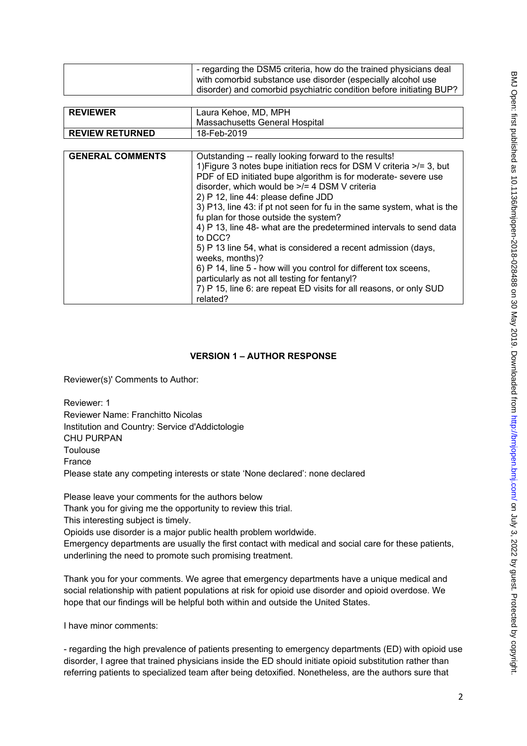|  | - regarding the DSM5 criteria, how do the trained physicians deal with comorbid substance use disorder (especially alcohol use disorder) and comorbid psychiatric condition before initiating BUP? |
|---|---|

| REVIEWER | Laura Kehoe, MD, MPH<br>Massachusetts General Hospital |
|---|---|
| REVIEW RETURNED | 18-Feb-2019 |

| GENERAL COMMENTS | Outstanding -- really looking forward to the results!<br>1)Figure 3 notes bupe initiation recs for DSM V criteria >/= 3, but PDF of ED initiated bupe algorithm is for moderate- severe use disorder, which would be >/= 4 DSM V criteria<br>2) P 12, line 44: please define JDD<br>3) P13, line 43: if pt not seen for fu in the same system, what is the fu plan for those outside the system?<br>4) P 13, line 48- what are the predetermined intervals to send data to DCC?<br>5) P 13 line 54, what is considered a recent admission (days, weeks, months)?<br>6) P 14, line 5 - how will you control for different tox sceens, particularly as not all testing for fentanyl?<br>7) P 15, line 6: are repeat ED visits for all reasons, or only SUD related? |
|---|---|

## VERSION 1 – AUTHOR RESPONSE

Reviewer(s)' Comments to Author:

Reviewer: 1
Reviewer Name: Franchitto Nicolas
Institution and Country: Service d'Addictologie
CHU PURPAN
Toulouse
France
Please state any competing interests or state 'None declared': none declared

Please leave your comments for the authors below
Thank you for giving me the opportunity to review this trial.
This interesting subject is timely.
Opioids use disorder is a major public health problem worldwide.
Emergency departments are usually the first contact with medical and social care for these patients, underlining the need to promote such promising treatment.

Thank you for your comments. We agree that emergency departments have a unique medical and social relationship with patient populations at risk for opioid use disorder and opioid overdose. We hope that our findings will be helpful both within and outside the United States.

I have minor comments:

- regarding the high prevalence of patients presenting to emergency departments (ED) with opioid use disorder, I agree that trained physicians inside the ED should initiate opioid substitution rather than referring patients to specialized team after being detoxified. Nonetheless, are the authors sure that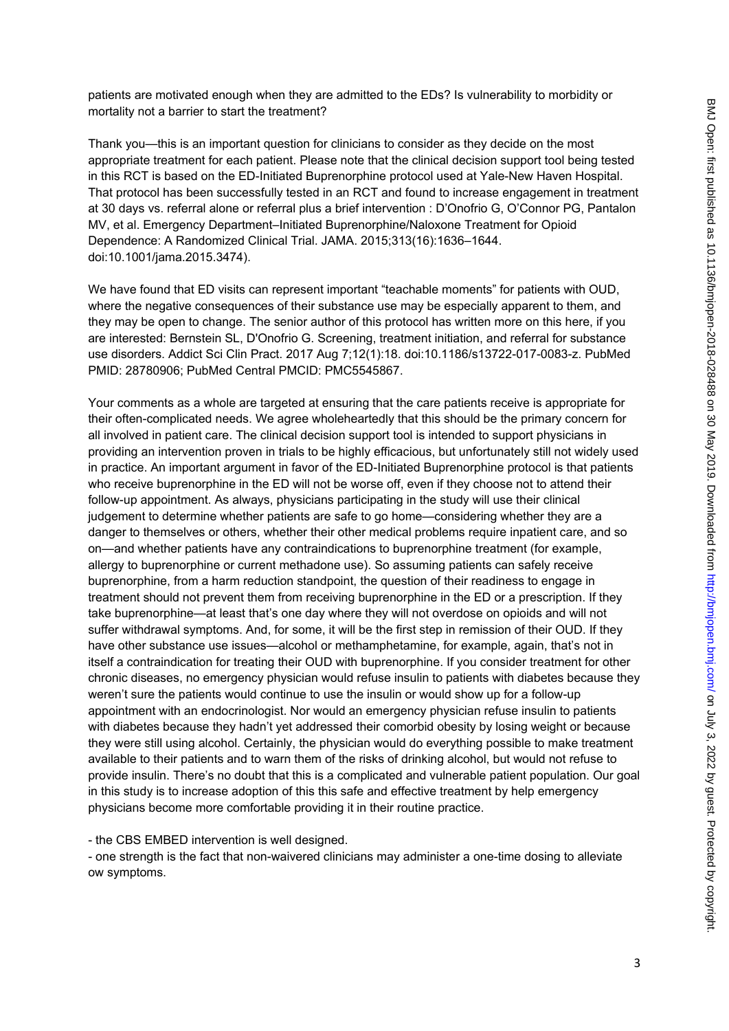patients are motivated enough when they are admitted to the EDs? Is vulnerability to morbidity or mortality not a barrier to start the treatment?

Thank you—this is an important question for clinicians to consider as they decide on the most appropriate treatment for each patient. Please note that the clinical decision support tool being tested in this RCT is based on the ED-Initiated Buprenorphine protocol used at Yale-New Haven Hospital. That protocol has been successfully tested in an RCT and found to increase engagement in treatment at 30 days vs. referral alone or referral plus a brief intervention : D'Onofrio G, O'Connor PG, Pantalon MV, et al. Emergency Department–Initiated Buprenorphine/Naloxone Treatment for Opioid Dependence: A Randomized Clinical Trial. JAMA. 2015;313(16):1636–1644. doi:10.1001/jama.2015.3474).

We have found that ED visits can represent important "teachable moments" for patients with OUD, where the negative consequences of their substance use may be especially apparent to them, and they may be open to change. The senior author of this protocol has written more on this here, if you are interested: Bernstein SL, D'Onofrio G. Screening, treatment initiation, and referral for substance use disorders. Addict Sci Clin Pract. 2017 Aug 7;12(1):18. doi:10.1186/s13722-017-0083-z. PubMed PMID: 28780906; PubMed Central PMCID: PMC5545867.

Your comments as a whole are targeted at ensuring that the care patients receive is appropriate for their often-complicated needs. We agree wholeheartedly that this should be the primary concern for all involved in patient care. The clinical decision support tool is intended to support physicians in providing an intervention proven in trials to be highly efficacious, but unfortunately still not widely used in practice. An important argument in favor of the ED-Initiated Buprenorphine protocol is that patients who receive buprenorphine in the ED will not be worse off, even if they choose not to attend their follow-up appointment. As always, physicians participating in the study will use their clinical judgement to determine whether patients are safe to go home—considering whether they are a danger to themselves or others, whether their other medical problems require inpatient care, and so on—and whether patients have any contraindications to buprenorphine treatment (for example, allergy to buprenorphine or current methadone use). So assuming patients can safely receive buprenorphine, from a harm reduction standpoint, the question of their readiness to engage in treatment should not prevent them from receiving buprenorphine in the ED or a prescription. If they take buprenorphine—at least that's one day where they will not overdose on opioids and will not suffer withdrawal symptoms. And, for some, it will be the first step in remission of their OUD. If they have other substance use issues—alcohol or methamphetamine, for example, again, that's not in itself a contraindication for treating their OUD with buprenorphine. If you consider treatment for other chronic diseases, no emergency physician would refuse insulin to patients with diabetes because they weren't sure the patients would continue to use the insulin or would show up for a follow-up appointment with an endocrinologist. Nor would an emergency physician refuse insulin to patients with diabetes because they hadn't yet addressed their comorbid obesity by losing weight or because they were still using alcohol. Certainly, the physician would do everything possible to make treatment available to their patients and to warn them of the risks of drinking alcohol, but would not refuse to provide insulin. There's no doubt that this is a complicated and vulnerable patient population. Our goal in this study is to increase adoption of this this safe and effective treatment by help emergency physicians become more comfortable providing it in their routine practice.

- the CBS EMBED intervention is well designed.
- one strength is the fact that non-waivered clinicians may administer a one-time dosing to alleviate ow symptoms.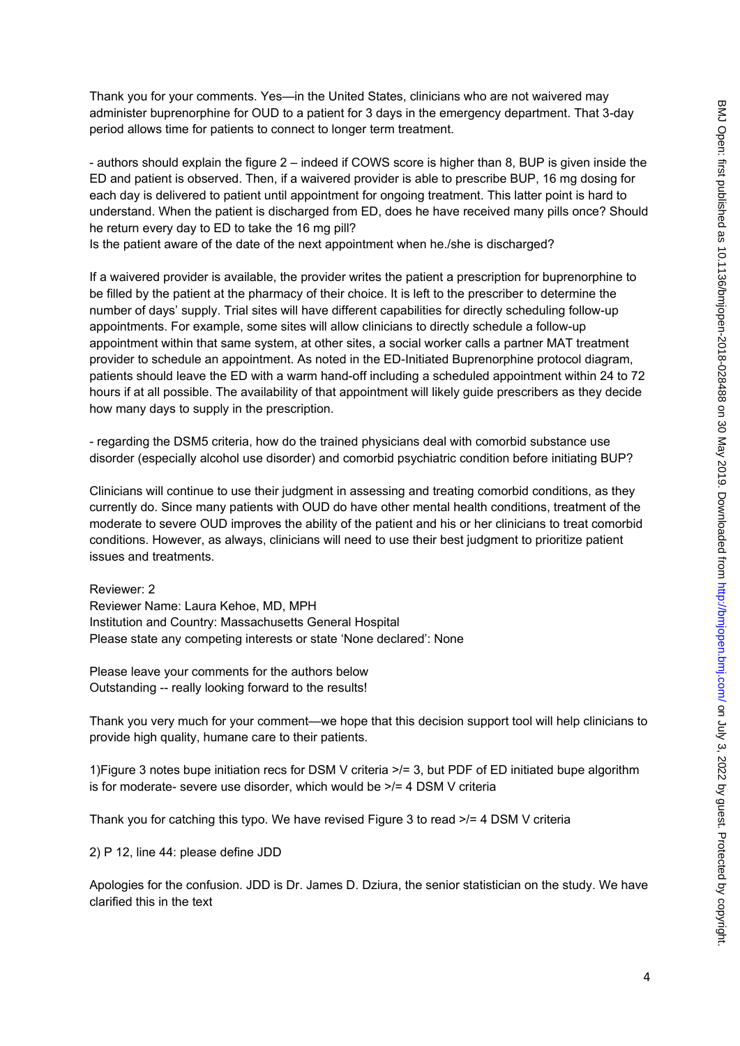Thank you for your comments. Yes—in the United States, clinicians who are not waivered may administer buprenorphine for OUD to a patient for 3 days in the emergency department. That 3-day period allows time for patients to connect to longer term treatment.

- authors should explain the figure 2 – indeed if COWS score is higher than 8, BUP is given inside the ED and patient is observed. Then, if a waivered provider is able to prescribe BUP, 16 mg dosing for each day is delivered to patient until appointment for ongoing treatment. This latter point is hard to understand. When the patient is discharged from ED, does he have received many pills once? Should he return every day to ED to take the 16 mg pill?
Is the patient aware of the date of the next appointment when he./she is discharged?

If a waivered provider is available, the provider writes the patient a prescription for buprenorphine to be filled by the patient at the pharmacy of their choice. It is left to the prescriber to determine the number of days' supply. Trial sites will have different capabilities for directly scheduling follow-up appointments. For example, some sites will allow clinicians to directly schedule a follow-up appointment within that same system, at other sites, a social worker calls a partner MAT treatment provider to schedule an appointment. As noted in the ED-Initiated Buprenorphine protocol diagram, patients should leave the ED with a warm hand-off including a scheduled appointment within 24 to 72 hours if at all possible. The availability of that appointment will likely guide prescribers as they decide how many days to supply in the prescription.

- regarding the DSM5 criteria, how do the trained physicians deal with comorbid substance use disorder (especially alcohol use disorder) and comorbid psychiatric condition before initiating BUP?

Clinicians will continue to use their judgment in assessing and treating comorbid conditions, as they currently do. Since many patients with OUD do have other mental health conditions, treatment of the moderate to severe OUD improves the ability of the patient and his or her clinicians to treat comorbid conditions. However, as always, clinicians will need to use their best judgment to prioritize patient issues and treatments.

Reviewer: 2
Reviewer Name: Laura Kehoe, MD, MPH
Institution and Country: Massachusetts General Hospital
Please state any competing interests or state 'None declared': None

Please leave your comments for the authors below
Outstanding -- really looking forward to the results!

Thank you very much for your comment—we hope that this decision support tool will help clinicians to provide high quality, humane care to their patients.

1)Figure 3 notes bupe initiation recs for DSM V criteria >/= 3, but PDF of ED initiated bupe algorithm is for moderate- severe use disorder, which would be >/= 4 DSM V criteria

Thank you for catching this typo. We have revised Figure 3 to read >/= 4 DSM V criteria

2) P 12, line 44: please define JDD

Apologies for the confusion. JDD is Dr. James D. Dziura, the senior statistician on the study. We have clarified this in the text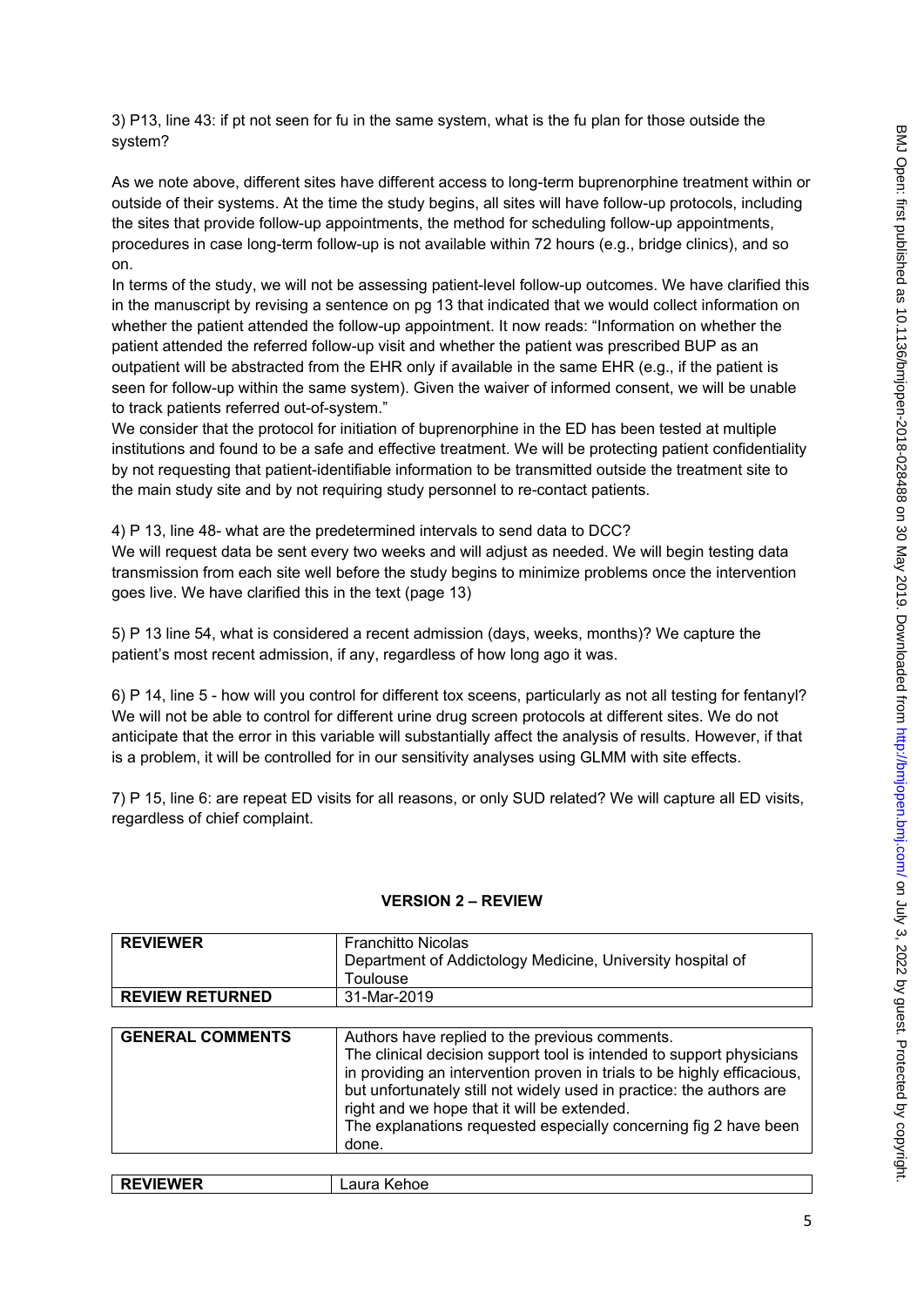3) P13, line 43: if pt not seen for fu in the same system, what is the fu plan for those outside the system?

As we note above, different sites have different access to long-term buprenorphine treatment within or outside of their systems. At the time the study begins, all sites will have follow-up protocols, including the sites that provide follow-up appointments, the method for scheduling follow-up appointments, procedures in case long-term follow-up is not available within 72 hours (e.g., bridge clinics), and so on.

In terms of the study, we will not be assessing patient-level follow-up outcomes. We have clarified this in the manuscript by revising a sentence on pg 13 that indicated that we would collect information on whether the patient attended the follow-up appointment. It now reads: "Information on whether the patient attended the referred follow-up visit and whether the patient was prescribed BUP as an outpatient will be abstracted from the EHR only if available in the same EHR (e.g., if the patient is seen for follow-up within the same system). Given the waiver of informed consent, we will be unable to track patients referred out-of-system."

We consider that the protocol for initiation of buprenorphine in the ED has been tested at multiple institutions and found to be a safe and effective treatment. We will be protecting patient confidentiality by not requesting that patient-identifiable information to be transmitted outside the treatment site to the main study site and by not requiring study personnel to re-contact patients.

4) P 13, line 48- what are the predetermined intervals to send data to DCC?

We will request data be sent every two weeks and will adjust as needed. We will begin testing data transmission from each site well before the study begins to minimize problems once the intervention goes live. We have clarified this in the text (page 13)

5) P 13 line 54, what is considered a recent admission (days, weeks, months)? We capture the patient's most recent admission, if any, regardless of how long ago it was.

6) P 14, line 5 - how will you control for different tox sceens, particularly as not all testing for fentanyl? We will not be able to control for different urine drug screen protocols at different sites. We do not anticipate that the error in this variable will substantially affect the analysis of results. However, if that is a problem, it will be controlled for in our sensitivity analyses using GLMM with site effects.

7) P 15, line 6: are repeat ED visits for all reasons, or only SUD related? We will capture all ED visits, regardless of chief complaint.

## VERSION 2 – REVIEW

| **REVIEWER** | Franchitto Nicolas<br>Department of Addictology Medicine, University hospital of Toulouse |
|---|---|
| **REVIEW RETURNED** | 31-Mar-2019 |

| **GENERAL COMMENTS** | Authors have replied to the previous comments.<br>The clinical decision support tool is intended to support physicians in providing an intervention proven in trials to be highly efficacious, but unfortunately still not widely used in practice: the authors are right and we hope that it will be extended.<br>The explanations requested especially concerning fig 2 have been done. |
|---|---|

| **REVIEWER** | Laura Kehoe |
|---|---|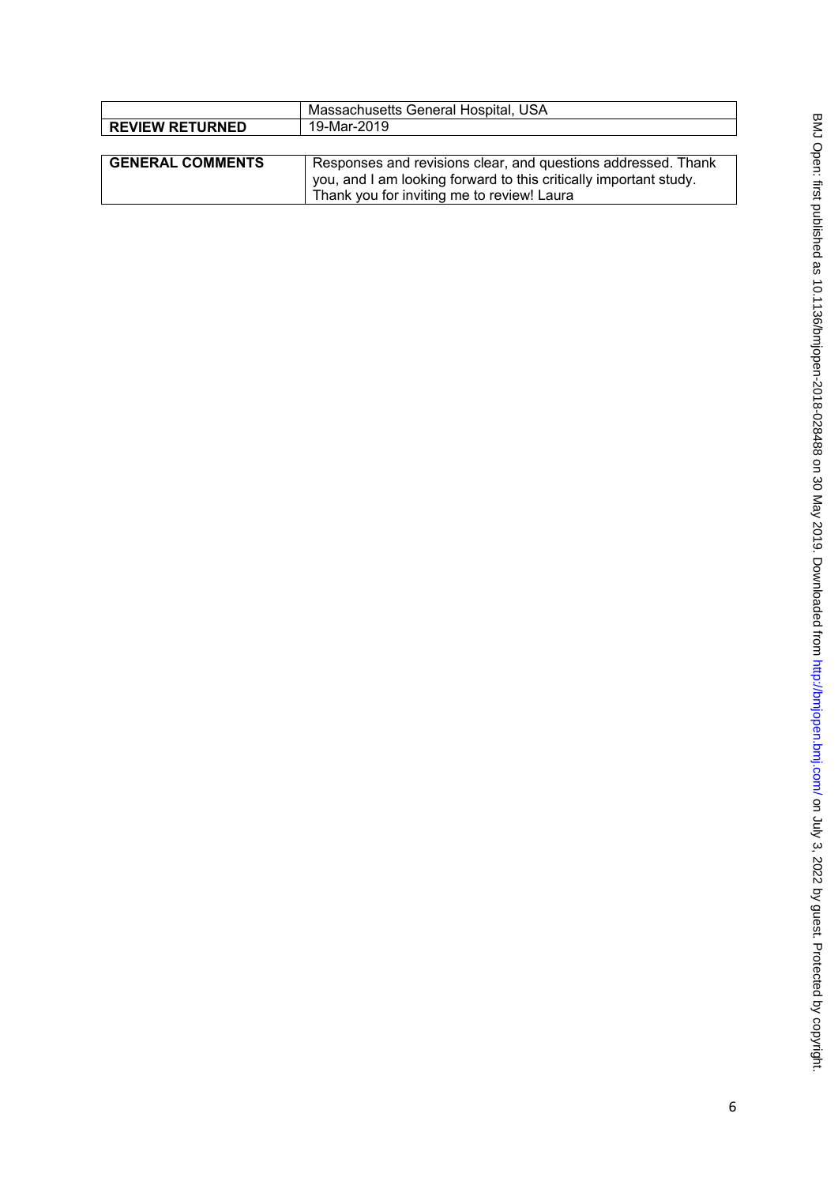| | |
|---|---|
| | Massachusetts General Hospital, USA |
| **REVIEW RETURNED** | 19-Mar-2019 |

| | |
|---|---|
| **GENERAL COMMENTS** | Responses and revisions clear, and questions addressed. Thank you, and I am looking forward to this critically important study. Thank you for inviting me to review! Laura |